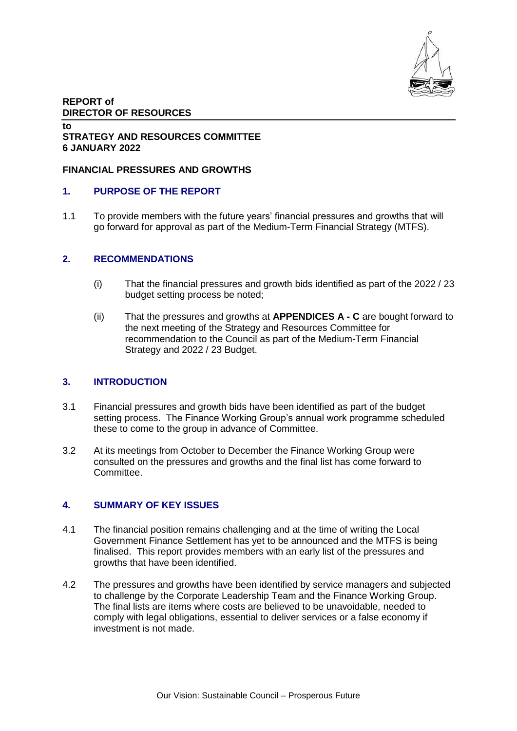**REPORT of**
**DIRECTOR OF RESOURCES**

**to**
**STRATEGY AND RESOURCES COMMITTEE**
**6 JANUARY 2022**

**FINANCIAL PRESSURES AND GROWTHS**

## 1. PURPOSE OF THE REPORT

1.1 To provide members with the future years' financial pressures and growths that will go forward for approval as part of the Medium-Term Financial Strategy (MTFS).

## 2. RECOMMENDATIONS

(i) That the financial pressures and growth bids identified as part of the 2022 / 23 budget setting process be noted;

(ii) That the pressures and growths at **APPENDICES A - C** are bought forward to the next meeting of the Strategy and Resources Committee for recommendation to the Council as part of the Medium-Term Financial Strategy and 2022 / 23 Budget.

## 3. INTRODUCTION

3.1 Financial pressures and growth bids have been identified as part of the budget setting process. The Finance Working Group's annual work programme scheduled these to come to the group in advance of Committee.

3.2 At its meetings from October to December the Finance Working Group were consulted on the pressures and growths and the final list has come forward to Committee.

## 4. SUMMARY OF KEY ISSUES

4.1 The financial position remains challenging and at the time of writing the Local Government Finance Settlement has yet to be announced and the MTFS is being finalised. This report provides members with an early list of the pressures and growths that have been identified.

4.2 The pressures and growths have been identified by service managers and subjected to challenge by the Corporate Leadership Team and the Finance Working Group. The final lists are items where costs are believed to be unavoidable, needed to comply with legal obligations, essential to deliver services or a false economy if investment is not made.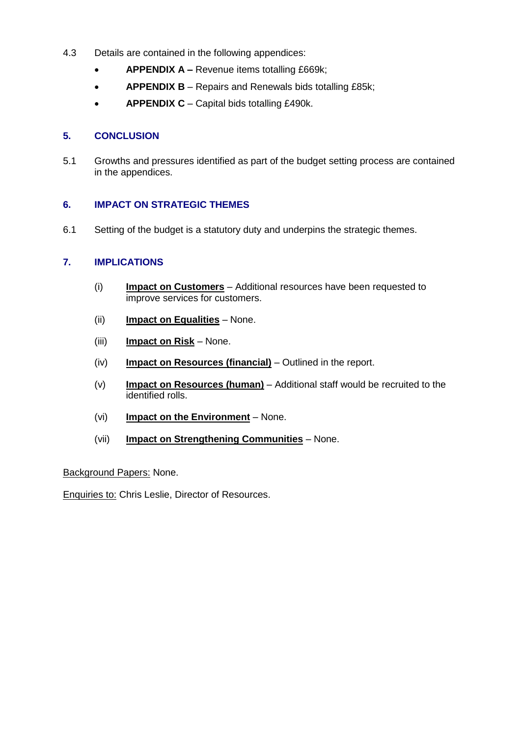4.3 Details are contained in the following appendices:

- **APPENDIX A –** Revenue items totalling £669k;
- **APPENDIX B** – Repairs and Renewals bids totalling £85k;
- **APPENDIX C** – Capital bids totalling £490k.

## 5. CONCLUSION

5.1 Growths and pressures identified as part of the budget setting process are contained in the appendices.

## 6. IMPACT ON STRATEGIC THEMES

6.1 Setting of the budget is a statutory duty and underpins the strategic themes.

## 7. IMPLICATIONS

(i) **Impact on Customers** – Additional resources have been requested to improve services for customers.

(ii) **Impact on Equalities** – None.

(iii) **Impact on Risk** – None.

(iv) **Impact on Resources (financial)** – Outlined in the report.

(v) **Impact on Resources (human)** – Additional staff would be recruited to the identified rolls.

(vi) **Impact on the Environment** – None.

(vii) **Impact on Strengthening Communities** – None.

Background Papers: None.

Enquiries to: Chris Leslie, Director of Resources.